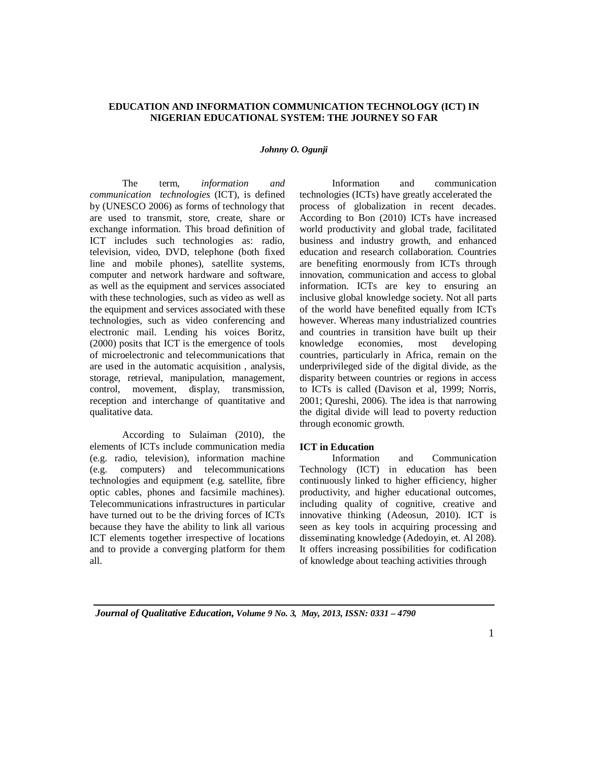# EDUCATION AND INFORMATION COMMUNICATION TECHNOLOGY (ICT) IN NIGERIAN EDUCATIONAL SYSTEM: THE JOURNEY SO FAR

***Johnny O. Ogunji***

The term, *information and communication technologies* (ICT), is defined by (UNESCO 2006) as forms of technology that are used to transmit, store, create, share or exchange information. This broad definition of ICT includes such technologies as: radio, television, video, DVD, telephone (both fixed line and mobile phones), satellite systems, computer and network hardware and software, as well as the equipment and services associated with these technologies, such as video as well as the equipment and services associated with these technologies, such as video conferencing and electronic mail. Lending his voices Boritz, (2000) posits that ICT is the emergence of tools of microelectronic and telecommunications that are used in the automatic acquisition , analysis, storage, retrieval, manipulation, management, control, movement, display, transmission, reception and interchange of quantitative and qualitative data.

According to Sulaiman (2010), the elements of ICTs include communication media (e.g. radio, television), information machine (e.g. computers) and telecommunications technologies and equipment (e.g. satellite, fibre optic cables, phones and facsimile machines). Telecommunications infrastructures in particular have turned out to be the driving forces of ICTs because they have the ability to link all various ICT elements together irrespective of locations and to provide a converging platform for them all.

Information and communication technologies (ICTs) have greatly accelerated the process of globalization in recent decades. According to Bon (2010) ICTs have increased world productivity and global trade, facilitated business and industry growth, and enhanced education and research collaboration. Countries are benefiting enormously from ICTs through innovation, communication and access to global information. ICTs are key to ensuring an inclusive global knowledge society. Not all parts of the world have benefited equally from ICTs however. Whereas many industrialized countries and countries in transition have built up their knowledge economies, most developing countries, particularly in Africa, remain on the underprivileged side of the digital divide, as the disparity between countries or regions in access to ICTs is called (Davison et al, 1999; Norris, 2001; Qureshi, 2006). The idea is that narrowing the digital divide will lead to poverty reduction through economic growth.

## ICT in Education

Information and Communication Technology (ICT) in education has been continuously linked to higher efficiency, higher productivity, and higher educational outcomes, including quality of cognitive, creative and innovative thinking (Adeosun, 2010). ICT is seen as key tools in acquiring processing and disseminating knowledge (Adedoyin, et. Al 208). It offers increasing possibilities for codification of knowledge about teaching activities through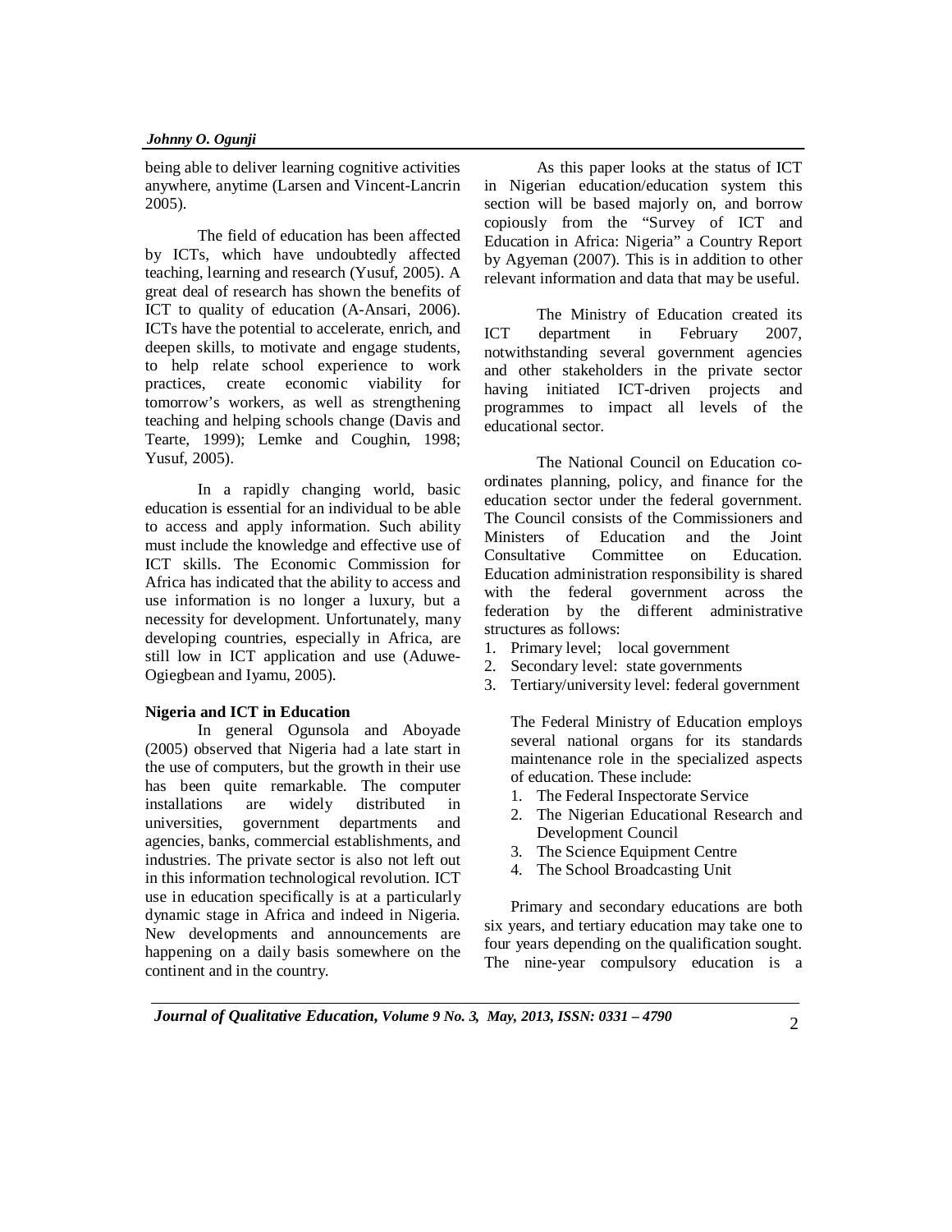being able to deliver learning cognitive activities anywhere, anytime (Larsen and Vincent-Lancrin 2005).

The field of education has been affected by ICTs, which have undoubtedly affected teaching, learning and research (Yusuf, 2005). A great deal of research has shown the benefits of ICT to quality of education (A-Ansari, 2006). ICTs have the potential to accelerate, enrich, and deepen skills, to motivate and engage students, to help relate school experience to work practices, create economic viability for tomorrow's workers, as well as strengthening teaching and helping schools change (Davis and Tearte, 1999); Lemke and Coughin, 1998; Yusuf, 2005).

In a rapidly changing world, basic education is essential for an individual to be able to access and apply information. Such ability must include the knowledge and effective use of ICT skills. The Economic Commission for Africa has indicated that the ability to access and use information is no longer a luxury, but a necessity for development. Unfortunately, many developing countries, especially in Africa, are still low in ICT application and use (Aduwe-Ogiegbean and Iyamu, 2005).

**Nigeria and ICT in Education**

In general Ogunsola and Aboyade (2005) observed that Nigeria had a late start in the use of computers, but the growth in their use has been quite remarkable. The computer installations are widely distributed in universities, government departments and agencies, banks, commercial establishments, and industries. The private sector is also not left out in this information technological revolution. ICT use in education specifically is at a particularly dynamic stage in Africa and indeed in Nigeria. New developments and announcements are happening on a daily basis somewhere on the continent and in the country.

As this paper looks at the status of ICT in Nigerian education/education system this section will be based majorly on, and borrow copiously from the "Survey of ICT and Education in Africa: Nigeria" a Country Report by Agyeman (2007). This is in addition to other relevant information and data that may be useful.

The Ministry of Education created its ICT department in February 2007, notwithstanding several government agencies and other stakeholders in the private sector having initiated ICT-driven projects and programmes to impact all levels of the educational sector.

The National Council on Education co-ordinates planning, policy, and finance for the education sector under the federal government. The Council consists of the Commissioners and Ministers of Education and the Joint Consultative Committee on Education. Education administration responsibility is shared with the federal government across the federation by the different administrative structures as follows:

1. Primary level; local government
2. Secondary level: state governments
3. Tertiary/university level: federal government

The Federal Ministry of Education employs several national organs for its standards maintenance role in the specialized aspects of education. These include:

1. The Federal Inspectorate Service
2. The Nigerian Educational Research and Development Council
3. The Science Equipment Centre
4. The School Broadcasting Unit

Primary and secondary educations are both six years, and tertiary education may take one to four years depending on the qualification sought. The nine-year compulsory education is a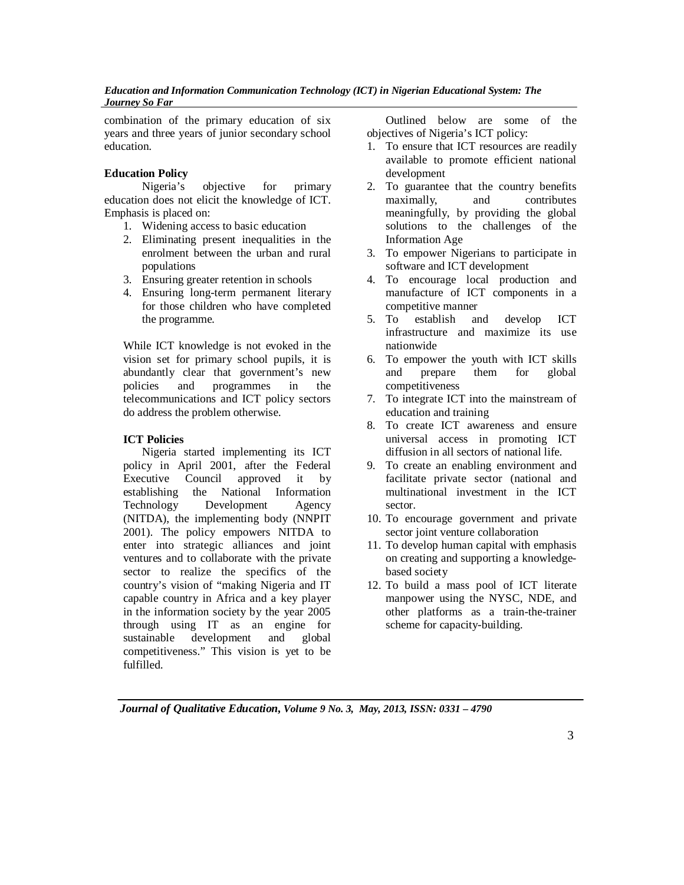combination of the primary education of six years and three years of junior secondary school education.

**Education Policy**

Nigeria's objective for primary education does not elicit the knowledge of ICT. Emphasis is placed on:

1. Widening access to basic education
2. Eliminating present inequalities in the enrolment between the urban and rural populations
3. Ensuring greater retention in schools
4. Ensuring long-term permanent literary for those children who have completed the programme.

While ICT knowledge is not evoked in the vision set for primary school pupils, it is abundantly clear that government's new policies and programmes in the telecommunications and ICT policy sectors do address the problem otherwise.

**ICT Policies**

Nigeria started implementing its ICT policy in April 2001, after the Federal Executive Council approved it by establishing the National Information Technology Development Agency (NITDA), the implementing body (NNPIT 2001). The policy empowers NITDA to enter into strategic alliances and joint ventures and to collaborate with the private sector to realize the specifics of the country's vision of "making Nigeria and IT capable country in Africa and a key player in the information society by the year 2005 through using IT as an engine for sustainable development and global competitiveness." This vision is yet to be fulfilled.

Outlined below are some of the objectives of Nigeria's ICT policy:

1. To ensure that ICT resources are readily available to promote efficient national development
2. To guarantee that the country benefits maximally, and contributes meaningfully, by providing the global solutions to the challenges of the Information Age
3. To empower Nigerians to participate in software and ICT development
4. To encourage local production and manufacture of ICT components in a competitive manner
5. To establish and develop ICT infrastructure and maximize its use nationwide
6. To empower the youth with ICT skills and prepare them for global competitiveness
7. To integrate ICT into the mainstream of education and training
8. To create ICT awareness and ensure universal access in promoting ICT diffusion in all sectors of national life.
9. To create an enabling environment and facilitate private sector (national and multinational investment in the ICT sector.
10. To encourage government and private sector joint venture collaboration
11. To develop human capital with emphasis on creating and supporting a knowledge-based society
12. To build a mass pool of ICT literate manpower using the NYSC, NDE, and other platforms as a train-the-trainer scheme for capacity-building.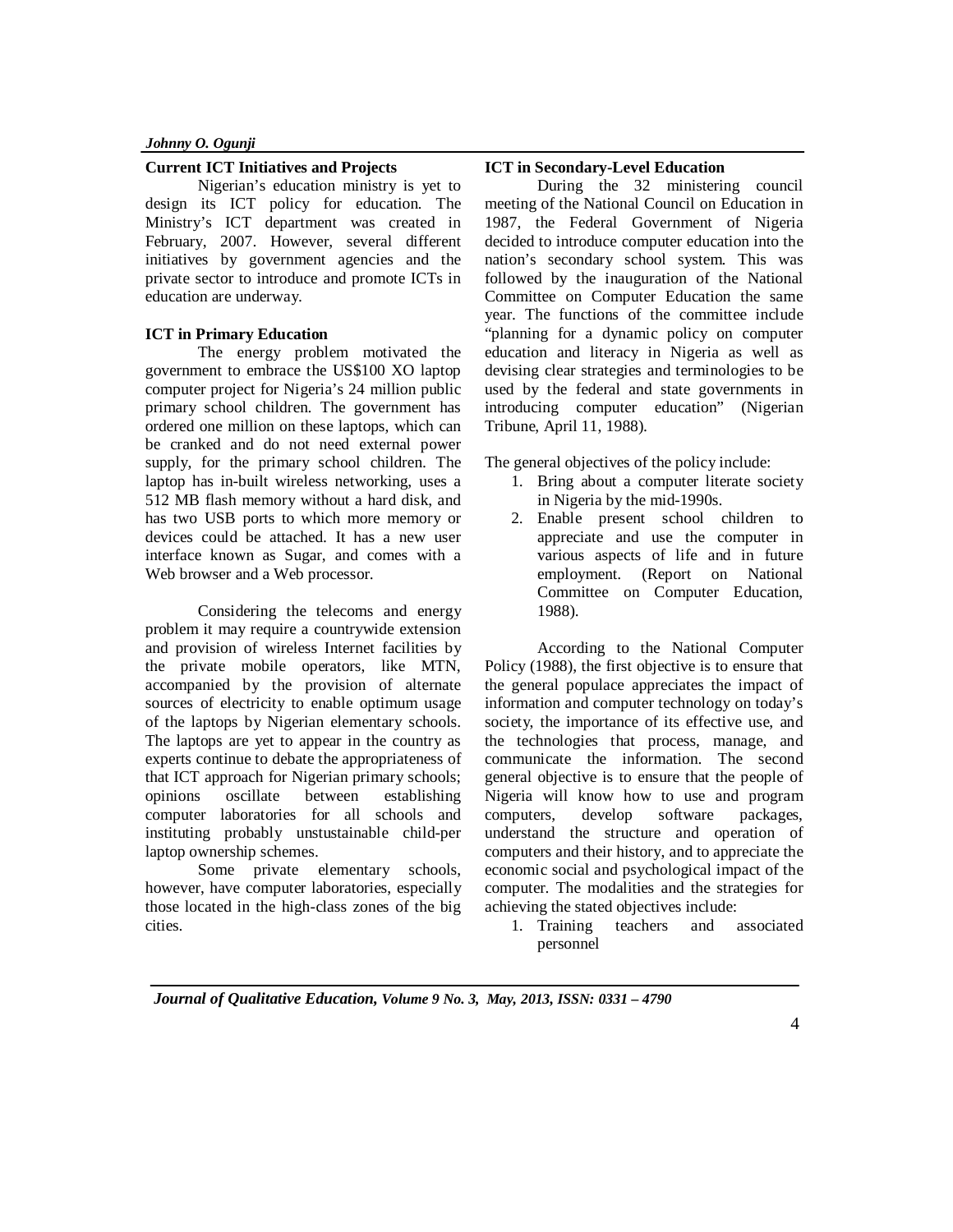## Current ICT Initiatives and Projects

Nigerian's education ministry is yet to design its ICT policy for education. The Ministry's ICT department was created in February, 2007. However, several different initiatives by government agencies and the private sector to introduce and promote ICTs in education are underway.

## ICT in Primary Education

The energy problem motivated the government to embrace the US$100 XO laptop computer project for Nigeria's 24 million public primary school children. The government has ordered one million on these laptops, which can be cranked and do not need external power supply, for the primary school children. The laptop has in-built wireless networking, uses a 512 MB flash memory without a hard disk, and has two USB ports to which more memory or devices could be attached. It has a new user interface known as Sugar, and comes with a Web browser and a Web processor.

Considering the telecoms and energy problem it may require a countrywide extension and provision of wireless Internet facilities by the private mobile operators, like MTN, accompanied by the provision of alternate sources of electricity to enable optimum usage of the laptops by Nigerian elementary schools. The laptops are yet to appear in the country as experts continue to debate the appropriateness of that ICT approach for Nigerian primary schools; opinions oscillate between establishing computer laboratories for all schools and instituting probably unstustainable child-per laptop ownership schemes.

Some private elementary schools, however, have computer laboratories, especially those located in the high-class zones of the big cities.

## ICT in Secondary-Level Education

During the 32 ministering council meeting of the National Council on Education in 1987, the Federal Government of Nigeria decided to introduce computer education into the nation's secondary school system. This was followed by the inauguration of the National Committee on Computer Education the same year. The functions of the committee include "planning for a dynamic policy on computer education and literacy in Nigeria as well as devising clear strategies and terminologies to be used by the federal and state governments in introducing computer education" (Nigerian Tribune, April 11, 1988).

The general objectives of the policy include:

1. Bring about a computer literate society in Nigeria by the mid-1990s.
2. Enable present school children to appreciate and use the computer in various aspects of life and in future employment. (Report on National Committee on Computer Education, 1988).

According to the National Computer Policy (1988), the first objective is to ensure that the general populace appreciates the impact of information and computer technology on today's society, the importance of its effective use, and the technologies that process, manage, and communicate the information. The second general objective is to ensure that the people of Nigeria will know how to use and program computers, develop software packages, understand the structure and operation of computers and their history, and to appreciate the economic social and psychological impact of the computer. The modalities and the strategies for achieving the stated objectives include:

1. Training teachers and associated personnel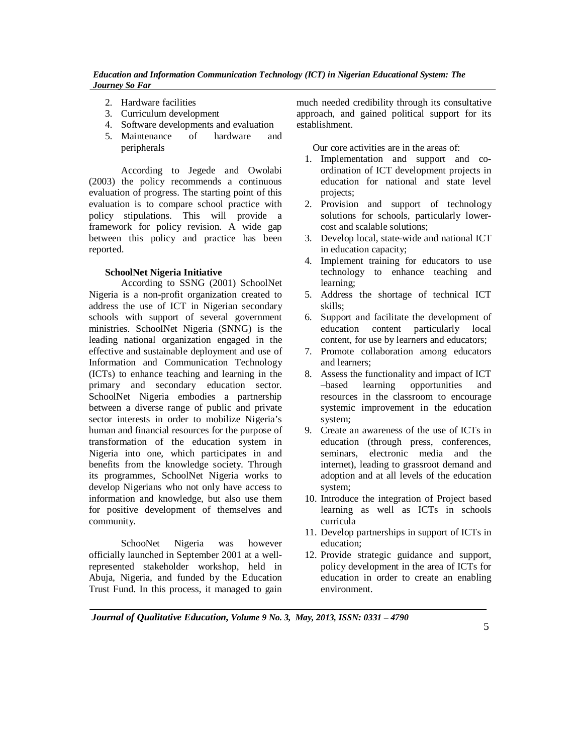2. Hardware facilities
3. Curriculum development
4. Software developments and evaluation
5. Maintenance of hardware and peripherals

According to Jegede and Owolabi (2003) the policy recommends a continuous evaluation of progress. The starting point of this evaluation is to compare school practice with policy stipulations. This will provide a framework for policy revision. A wide gap between this policy and practice has been reported.

**SchoolNet Nigeria Initiative**

According to SSNG (2001) SchoolNet Nigeria is a non-profit organization created to address the use of ICT in Nigerian secondary schools with support of several government ministries. SchoolNet Nigeria (SNNG) is the leading national organization engaged in the effective and sustainable deployment and use of Information and Communication Technology (ICTs) to enhance teaching and learning in the primary and secondary education sector. SchoolNet Nigeria embodies a partnership between a diverse range of public and private sector interests in order to mobilize Nigeria's human and financial resources for the purpose of transformation of the education system in Nigeria into one, which participates in and benefits from the knowledge society. Through its programmes, SchoolNet Nigeria works to develop Nigerians who not only have access to information and knowledge, but also use them for positive development of themselves and community.

SchooNet Nigeria was however officially launched in September 2001 at a well-represented stakeholder workshop, held in Abuja, Nigeria, and funded by the Education Trust Fund. In this process, it managed to gain much needed credibility through its consultative approach, and gained political support for its establishment.

Our core activities are in the areas of:

1. Implementation and support and co-ordination of ICT development projects in education for national and state level projects;
2. Provision and support of technology solutions for schools, particularly lower-cost and scalable solutions;
3. Develop local, state-wide and national ICT in education capacity;
4. Implement training for educators to use technology to enhance teaching and learning;
5. Address the shortage of technical ICT skills;
6. Support and facilitate the development of education content particularly local content, for use by learners and educators;
7. Promote collaboration among educators and learners;
8. Assess the functionality and impact of ICT –based learning opportunities and resources in the classroom to encourage systemic improvement in the education system;
9. Create an awareness of the use of ICTs in education (through press, conferences, seminars, electronic media and the internet), leading to grassroot demand and adoption and at all levels of the education system;
10. Introduce the integration of Project based learning as well as ICTs in schools curricula
11. Develop partnerships in support of ICTs in education;
12. Provide strategic guidance and support, policy development in the area of ICTs for education in order to create an enabling environment.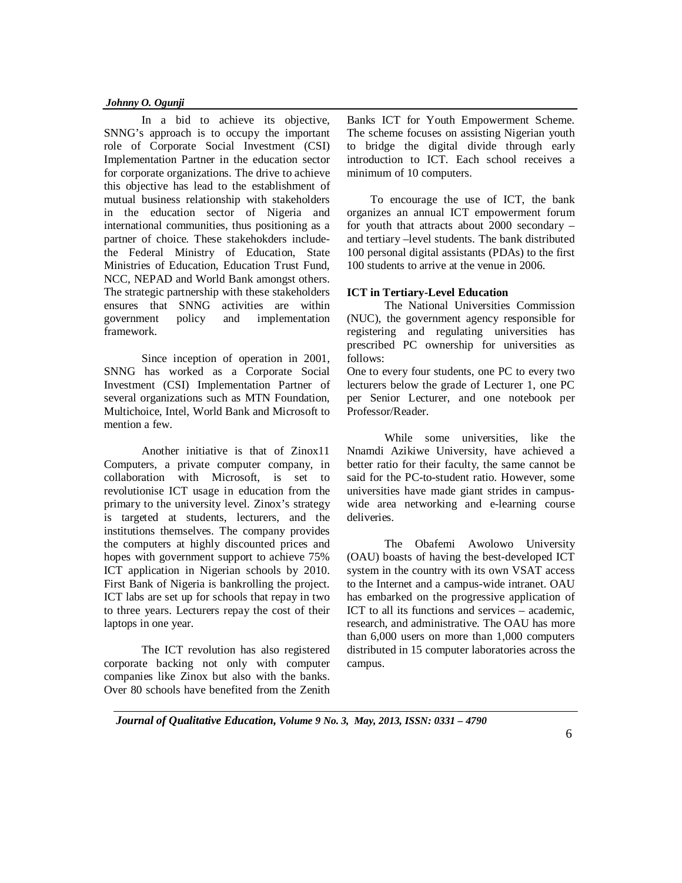In a bid to achieve its objective, SNNG's approach is to occupy the important role of Corporate Social Investment (CSI) Implementation Partner in the education sector for corporate organizations. The drive to achieve this objective has lead to the establishment of mutual business relationship with stakeholders in the education sector of Nigeria and international communities, thus positioning as a partner of choice. These stakehokders include- the Federal Ministry of Education, State Ministries of Education, Education Trust Fund, NCC, NEPAD and World Bank amongst others. The strategic partnership with these stakeholders ensures that SNNG activities are within government policy and implementation framework.

Since inception of operation in 2001, SNNG has worked as a Corporate Social Investment (CSI) Implementation Partner of several organizations such as MTN Foundation, Multichoice, Intel, World Bank and Microsoft to mention a few.

Another initiative is that of Zinox11 Computers, a private computer company, in collaboration with Microsoft, is set to revolutionise ICT usage in education from the primary to the university level. Zinox's strategy is targeted at students, lecturers, and the institutions themselves. The company provides the computers at highly discounted prices and hopes with government support to achieve 75% ICT application in Nigerian schools by 2010. First Bank of Nigeria is bankrolling the project. ICT labs are set up for schools that repay in two to three years. Lecturers repay the cost of their laptops in one year.

The ICT revolution has also registered corporate backing not only with computer companies like Zinox but also with the banks. Over 80 schools have benefited from the Zenith Banks ICT for Youth Empowerment Scheme. The scheme focuses on assisting Nigerian youth to bridge the digital divide through early introduction to ICT. Each school receives a minimum of 10 computers.

To encourage the use of ICT, the bank organizes an annual ICT empowerment forum for youth that attracts about 2000 secondary – and tertiary –level students. The bank distributed 100 personal digital assistants (PDAs) to the first 100 students to arrive at the venue in 2006.

**ICT in Tertiary-Level Education**

The National Universities Commission (NUC), the government agency responsible for registering and regulating universities has prescribed PC ownership for universities as follows:

One to every four students, one PC to every two lecturers below the grade of Lecturer 1, one PC per Senior Lecturer, and one notebook per Professor/Reader.

While some universities, like the Nnamdi Azikiwe University, have achieved a better ratio for their faculty, the same cannot be said for the PC-to-student ratio. However, some universities have made giant strides in campus-wide area networking and e-learning course deliveries.

The Obafemi Awolowo University (OAU) boasts of having the best-developed ICT system in the country with its own VSAT access to the Internet and a campus-wide intranet. OAU has embarked on the progressive application of ICT to all its functions and services – academic, research, and administrative. The OAU has more than 6,000 users on more than 1,000 computers distributed in 15 computer laboratories across the campus.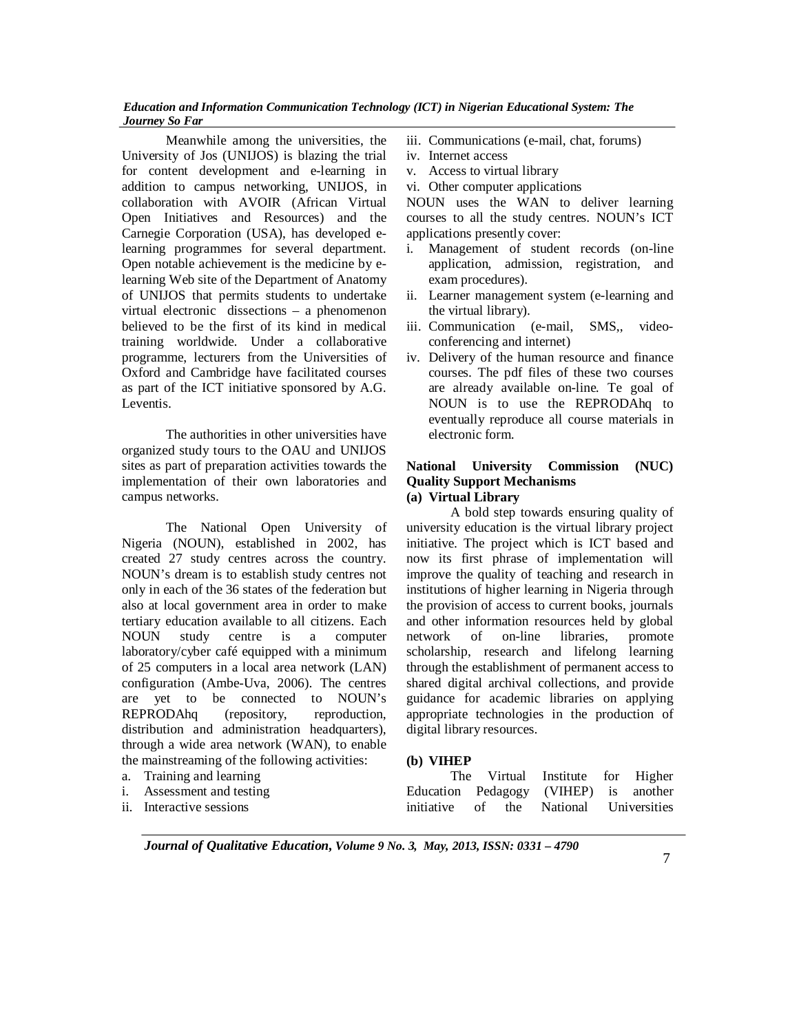Meanwhile among the universities, the University of Jos (UNIJOS) is blazing the trial for content development and e-learning in addition to campus networking, UNIJOS, in collaboration with AVOIR (African Virtual Open Initiatives and Resources) and the Carnegie Corporation (USA), has developed e-learning programmes for several department. Open notable achievement is the medicine by e-learning Web site of the Department of Anatomy of UNIJOS that permits students to undertake virtual electronic dissections – a phenomenon believed to be the first of its kind in medical training worldwide. Under a collaborative programme, lecturers from the Universities of Oxford and Cambridge have facilitated courses as part of the ICT initiative sponsored by A.G. Leventis.

The authorities in other universities have organized study tours to the OAU and UNIJOS sites as part of preparation activities towards the implementation of their own laboratories and campus networks.

The National Open University of Nigeria (NOUN), established in 2002, has created 27 study centres across the country. NOUN's dream is to establish study centres not only in each of the 36 states of the federation but also at local government area in order to make tertiary education available to all citizens. Each NOUN study centre is a computer laboratory/cyber café equipped with a minimum of 25 computers in a local area network (LAN) configuration (Ambe-Uva, 2006). The centres are yet to be connected to NOUN's REPRODAhq (repository, reproduction, distribution and administration headquarters), through a wide area network (WAN), to enable the mainstreaming of the following activities:

a. Training and learning
i. Assessment and testing
ii. Interactive sessions
iii. Communications (e-mail, chat, forums)
iv. Internet access
v. Access to virtual library
vi. Other computer applications

NOUN uses the WAN to deliver learning courses to all the study centres. NOUN's ICT applications presently cover:

i. Management of student records (on-line application, admission, registration, and exam procedures).
ii. Learner management system (e-learning and the virtual library).
iii. Communication (e-mail, SMS,, video-conferencing and internet)
iv. Delivery of the human resource and finance courses. The pdf files of these two courses are already available on-line. Te goal of NOUN is to use the REPRODAhq to eventually reproduce all course materials in electronic form.

**National University Commission (NUC) Quality Support Mechanisms**

**(a) Virtual Library**

A bold step towards ensuring quality of university education is the virtual library project initiative. The project which is ICT based and now its first phrase of implementation will improve the quality of teaching and research in institutions of higher learning in Nigeria through the provision of access to current books, journals and other information resources held by global network of on-line libraries, promote scholarship, research and lifelong learning through the establishment of permanent access to shared digital archival collections, and provide guidance for academic libraries on applying appropriate technologies in the production of digital library resources.

**(b) VIHEP**

The Virtual Institute for Higher Education Pedagogy (VIHEP) is another initiative of the National Universities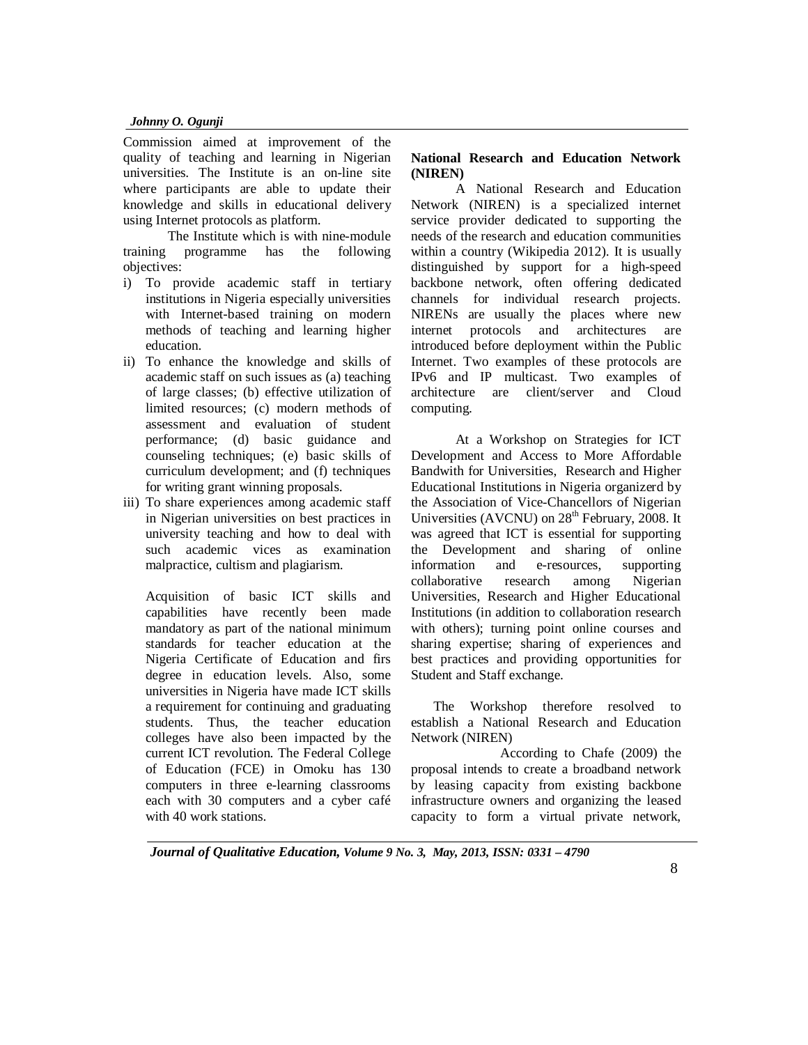Commission aimed at improvement of the quality of teaching and learning in Nigerian universities. The Institute is an on-line site where participants are able to update their knowledge and skills in educational delivery using Internet protocols as platform.

The Institute which is with nine-module training programme has the following objectives:

i) To provide academic staff in tertiary institutions in Nigeria especially universities with Internet-based training on modern methods of teaching and learning higher education.
ii) To enhance the knowledge and skills of academic staff on such issues as (a) teaching of large classes; (b) effective utilization of limited resources; (c) modern methods of assessment and evaluation of student performance; (d) basic guidance and counseling techniques; (e) basic skills of curriculum development; and (f) techniques for writing grant winning proposals.
iii) To share experiences among academic staff in Nigerian universities on best practices in university teaching and how to deal with such academic vices as examination malpractice, cultism and plagiarism.

Acquisition of basic ICT skills and capabilities have recently been made mandatory as part of the national minimum standards for teacher education at the Nigeria Certificate of Education and firs degree in education levels. Also, some universities in Nigeria have made ICT skills a requirement for continuing and graduating students. Thus, the teacher education colleges have also been impacted by the current ICT revolution. The Federal College of Education (FCE) in Omoku has 130 computers in three e-learning classrooms each with 30 computers and a cyber café with 40 work stations.

**National Research and Education Network (NIREN)**

A National Research and Education Network (NIREN) is a specialized internet service provider dedicated to supporting the needs of the research and education communities within a country (Wikipedia 2012). It is usually distinguished by support for a high-speed backbone network, often offering dedicated channels for individual research projects. NIRENs are usually the places where new internet protocols and architectures are introduced before deployment within the Public Internet. Two examples of these protocols are IPv6 and IP multicast. Two examples of architecture are client/server and Cloud computing.

At a Workshop on Strategies for ICT Development and Access to More Affordable Bandwith for Universities, Research and Higher Educational Institutions in Nigeria organizerd by the Association of Vice-Chancellors of Nigerian Universities (AVCNU) on 28th February, 2008. It was agreed that ICT is essential for supporting the Development and sharing of online information and e-resources, supporting collaborative research among Nigerian Universities, Research and Higher Educational Institutions (in addition to collaboration research with others); turning point online courses and sharing expertise; sharing of experiences and best practices and providing opportunities for Student and Staff exchange.

The Workshop therefore resolved to establish a National Research and Education Network (NIREN)

According to Chafe (2009) the proposal intends to create a broadband network by leasing capacity from existing backbone infrastructure owners and organizing the leased capacity to form a virtual private network,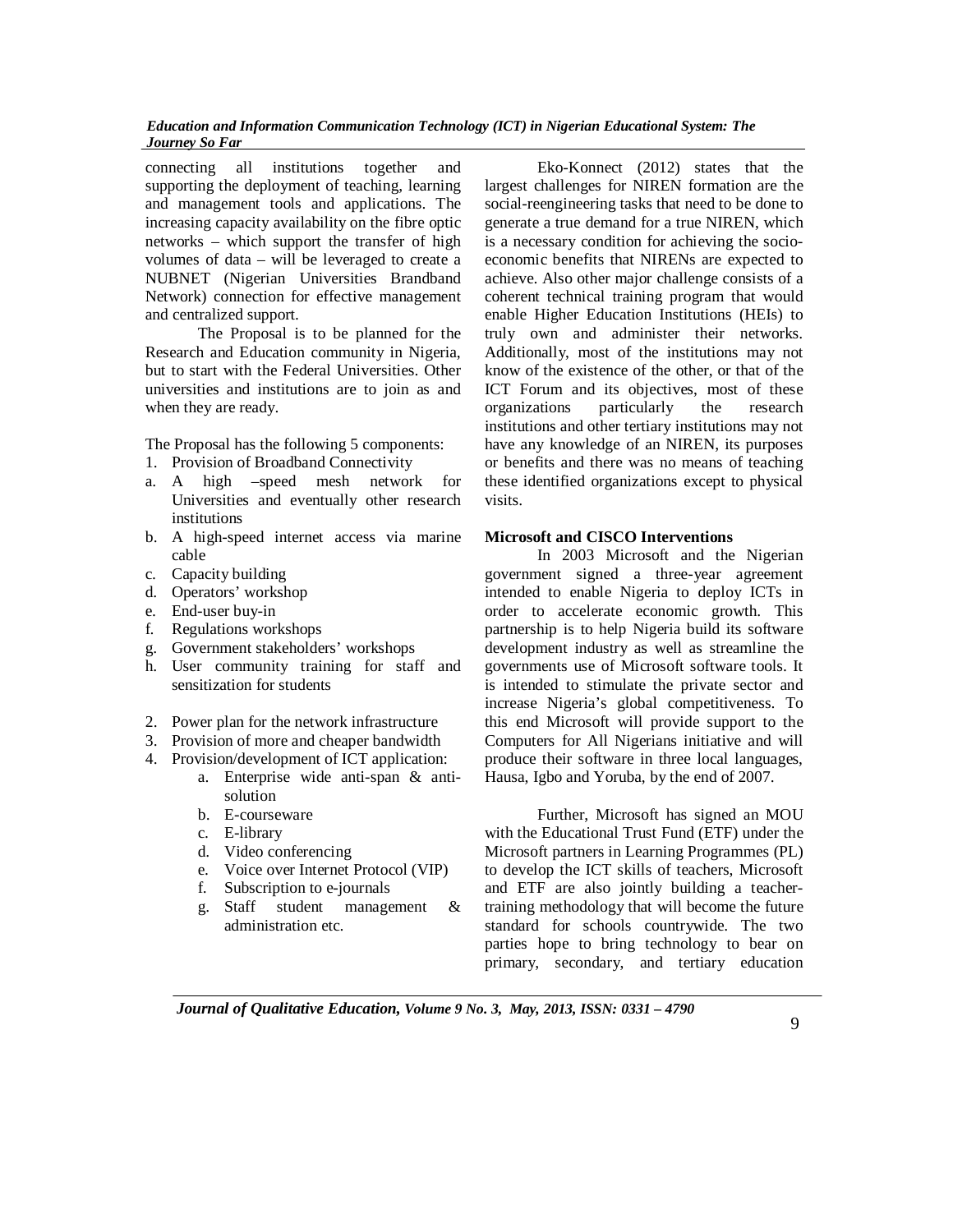connecting all institutions together and supporting the deployment of teaching, learning and management tools and applications. The increasing capacity availability on the fibre optic networks – which support the transfer of high volumes of data – will be leveraged to create a NUBNET (Nigerian Universities Brandband Network) connection for effective management and centralized support.

The Proposal is to be planned for the Research and Education community in Nigeria, but to start with the Federal Universities. Other universities and institutions are to join as and when they are ready.

The Proposal has the following 5 components:

1. Provision of Broadband Connectivity
   - a. A high –speed mesh network for Universities and eventually other research institutions
   - b. A high-speed internet access via marine cable
   - c. Capacity building
   - d. Operators' workshop
   - e. End-user buy-in
   - f. Regulations workshops
   - g. Government stakeholders' workshops
   - h. User community training for staff and sensitization for students
2. Power plan for the network infrastructure
3. Provision of more and cheaper bandwidth
4. Provision/development of ICT application:
   - a. Enterprise wide anti-span & anti-solution
   - b. E-courseware
   - c. E-library
   - d. Video conferencing
   - e. Voice over Internet Protocol (VIP)
   - f. Subscription to e-journals
   - g. Staff student management & administration etc.

Eko-Konnect (2012) states that the largest challenges for NIREN formation are the social-reengineering tasks that need to be done to generate a true demand for a true NIREN, which is a necessary condition for achieving the socio-economic benefits that NIRENs are expected to achieve. Also other major challenge consists of a coherent technical training program that would enable Higher Education Institutions (HEIs) to truly own and administer their networks. Additionally, most of the institutions may not know of the existence of the other, or that of the ICT Forum and its objectives, most of these organizations particularly the research institutions and other tertiary institutions may not have any knowledge of an NIREN, its purposes or benefits and there was no means of teaching these identified organizations except to physical visits.

**Microsoft and CISCO Interventions**

In 2003 Microsoft and the Nigerian government signed a three-year agreement intended to enable Nigeria to deploy ICTs in order to accelerate economic growth. This partnership is to help Nigeria build its software development industry as well as streamline the governments use of Microsoft software tools. It is intended to stimulate the private sector and increase Nigeria's global competitiveness. To this end Microsoft will provide support to the Computers for All Nigerians initiative and will produce their software in three local languages, Hausa, Igbo and Yoruba, by the end of 2007.

Further, Microsoft has signed an MOU with the Educational Trust Fund (ETF) under the Microsoft partners in Learning Programmes (PL) to develop the ICT skills of teachers, Microsoft and ETF are also jointly building a teacher-training methodology that will become the future standard for schools countrywide. The two parties hope to bring technology to bear on primary, secondary, and tertiary education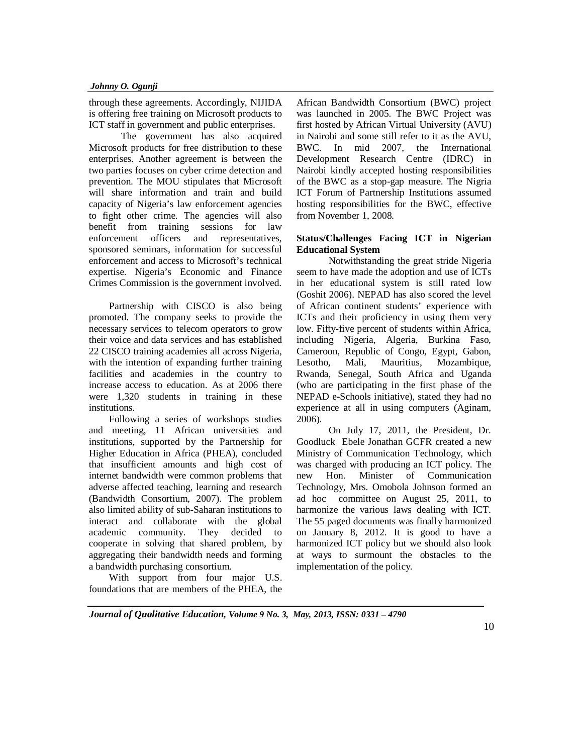through these agreements. Accordingly, NIJIDA is offering free training on Microsoft products to ICT staff in government and public enterprises.

The government has also acquired Microsoft products for free distribution to these enterprises. Another agreement is between the two parties focuses on cyber crime detection and prevention. The MOU stipulates that Microsoft will share information and train and build capacity of Nigeria's law enforcement agencies to fight other crime. The agencies will also benefit from training sessions for law enforcement officers and representatives, sponsored seminars, information for successful enforcement and access to Microsoft's technical expertise. Nigeria's Economic and Finance Crimes Commission is the government involved.

Partnership with CISCO is also being promoted. The company seeks to provide the necessary services to telecom operators to grow their voice and data services and has established 22 CISCO training academies all across Nigeria, with the intention of expanding further training facilities and academies in the country to increase access to education. As at 2006 there were 1,320 students in training in these institutions.

Following a series of workshops studies and meeting, 11 African universities and institutions, supported by the Partnership for Higher Education in Africa (PHEA), concluded that insufficient amounts and high cost of internet bandwidth were common problems that adverse affected teaching, learning and research (Bandwidth Consortium, 2007). The problem also limited ability of sub-Saharan institutions to interact and collaborate with the global academic community. They decided to cooperate in solving that shared problem, by aggregating their bandwidth needs and forming a bandwidth purchasing consortium.

With support from four major U.S. foundations that are members of the PHEA, the African Bandwidth Consortium (BWC) project was launched in 2005. The BWC Project was first hosted by African Virtual University (AVU) in Nairobi and some still refer to it as the AVU, BWC. In mid 2007, the International Development Research Centre (IDRC) in Nairobi kindly accepted hosting responsibilities of the BWC as a stop-gap measure. The Nigria ICT Forum of Partnership Institutions assumed hosting responsibilities for the BWC, effective from November 1, 2008.

**Status/Challenges Facing ICT in Nigerian Educational System**

Notwithstanding the great stride Nigeria seem to have made the adoption and use of ICTs in her educational system is still rated low (Goshit 2006). NEPAD has also scored the level of African continent students' experience with ICTs and their proficiency in using them very low. Fifty-five percent of students within Africa, including Nigeria, Algeria, Burkina Faso, Cameroon, Republic of Congo, Egypt, Gabon, Lesotho, Mali, Mauritius, Mozambique, Rwanda, Senegal, South Africa and Uganda (who are participating in the first phase of the NEPAD e-Schools initiative), stated they had no experience at all in using computers (Aginam, 2006).

On July 17, 2011, the President, Dr. Goodluck Ebele Jonathan GCFR created a new Ministry of Communication Technology, which was charged with producing an ICT policy. The new Hon. Minister of Communication Technology, Mrs. Omobola Johnson formed an ad hoc committee on August 25, 2011, to harmonize the various laws dealing with ICT. The 55 paged documents was finally harmonized on January 8, 2012. It is good to have a harmonized ICT policy but we should also look at ways to surmount the obstacles to the implementation of the policy.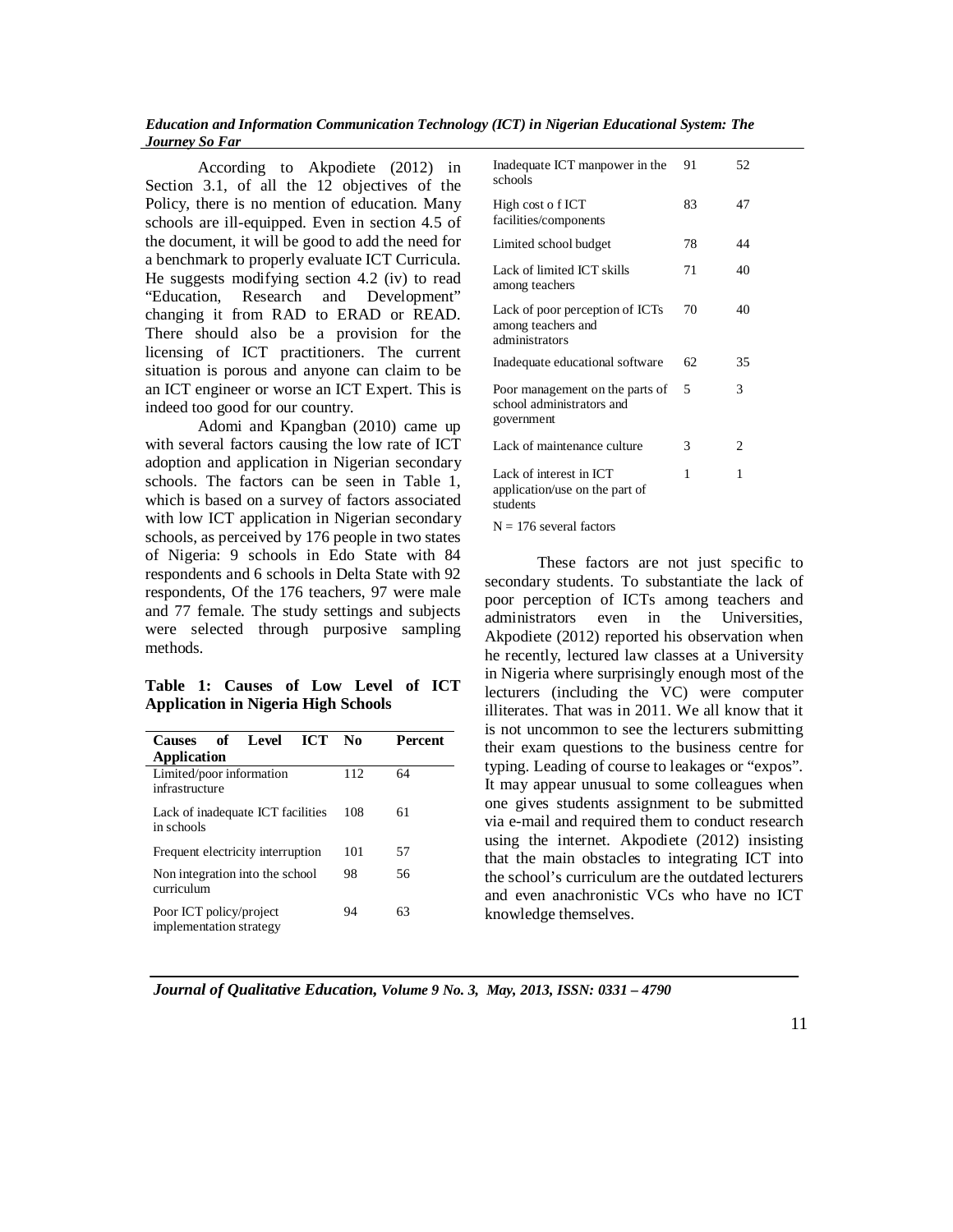According to Akpodiete (2012) in Section 3.1, of all the 12 objectives of the Policy, there is no mention of education. Many schools are ill-equipped. Even in section 4.5 of the document, it will be good to add the need for a benchmark to properly evaluate ICT Curricula. He suggests modifying section 4.2 (iv) to read "Education, Research and Development" changing it from RAD to ERAD or READ. There should also be a provision for the licensing of ICT practitioners. The current situation is porous and anyone can claim to be an ICT engineer or worse an ICT Expert. This is indeed too good for our country.

Adomi and Kpangban (2010) came up with several factors causing the low rate of ICT adoption and application in Nigerian secondary schools. The factors can be seen in Table 1, which is based on a survey of factors associated with low ICT application in Nigerian secondary schools, as perceived by 176 people in two states of Nigeria: 9 schools in Edo State with 84 respondents and 6 schools in Delta State with 92 respondents, Of the 176 teachers, 97 were male and 77 female. The study settings and subjects were selected through purposive sampling methods.

**Table 1: Causes of Low Level of ICT Application in Nigeria High Schools**

| Causes of Level ICT Application | No | Percent |
|---|---|---|
| Limited/poor information infrastructure | 112 | 64 |
| Lack of inadequate ICT facilities in schools | 108 | 61 |
| Frequent electricity interruption | 101 | 57 |
| Non integration into the school curriculum | 98 | 56 |
| Poor ICT policy/project implementation strategy | 94 | 63 |
| Inadequate ICT manpower in the schools | 91 | 52 |
| High cost o f ICT facilities/components | 83 | 47 |
| Limited school budget | 78 | 44 |
| Lack of limited ICT skills among teachers | 71 | 40 |
| Lack of poor perception of ICTs among teachers and administrators | 70 | 40 |
| Inadequate educational software | 62 | 35 |
| Poor management on the parts of school administrators and government | 5 | 3 |
| Lack of maintenance culture | 3 | 2 |
| Lack of interest in ICT application/use on the part of students | 1 | 1 |

N = 176 several factors

These factors are not just specific to secondary students. To substantiate the lack of poor perception of ICTs among teachers and administrators even in the Universities, Akpodiete (2012) reported his observation when he recently, lectured law classes at a University in Nigeria where surprisingly enough most of the lecturers (including the VC) were computer illiterates. That was in 2011. We all know that it is not uncommon to see the lecturers submitting their exam questions to the business centre for typing. Leading of course to leakages or "expos". It may appear unusual to some colleagues when one gives students assignment to be submitted via e-mail and required them to conduct research using the internet. Akpodiete (2012) insisting that the main obstacles to integrating ICT into the school's curriculum are the outdated lecturers and even anachronistic VCs who have no ICT knowledge themselves.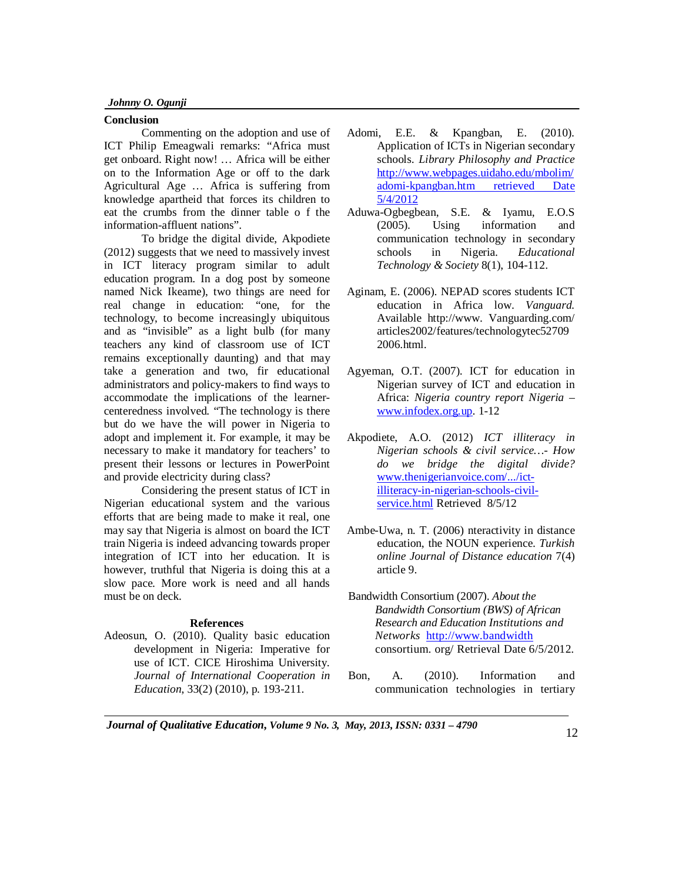## Conclusion

Commenting on the adoption and use of ICT Philip Emeagwali remarks: "Africa must get onboard. Right now! … Africa will be either on to the Information Age or off to the dark Agricultural Age … Africa is suffering from knowledge apartheid that forces its children to eat the crumbs from the dinner table o f the information-affluent nations".

To bridge the digital divide, Akpodiete (2012) suggests that we need to massively invest in ICT literacy program similar to adult education program. In a dog post by someone named Nick Ikeame), two things are need for real change in education: "one, for the technology, to become increasingly ubiquitous and as "invisible" as a light bulb (for many teachers any kind of classroom use of ICT remains exceptionally daunting) and that may take a generation and two, fir educational administrators and policy-makers to find ways to accommodate the implications of the learner-centeredness involved. "The technology is there but do we have the will power in Nigeria to adopt and implement it. For example, it may be necessary to make it mandatory for teachers' to present their lessons or lectures in PowerPoint and provide electricity during class?

Considering the present status of ICT in Nigerian educational system and the various efforts that are being made to make it real, one may say that Nigeria is almost on board the ICT train Nigeria is indeed advancing towards proper integration of ICT into her education. It is however, truthful that Nigeria is doing this at a slow pace. More work is need and all hands must be on deck.

## References

Adeosun, O. (2010). Quality basic education development in Nigeria: Imperative for use of ICT. CICE Hiroshima University. *Journal of International Cooperation in Education*, 33(2) (2010), p. 193-211.

Adomi, E.E. & Kpangban, E. (2010). Application of ICTs in Nigerian secondary schools. *Library Philosophy and Practice* http://www.webpages.uidaho.edu/mbolim/adomi-kpangban.htm retrieved Date 5/4/2012

Aduwa-Ogbegbean, S.E. & Iyamu, E.O.S (2005). Using information and communication technology in secondary schools in Nigeria. *Educational Technology & Society* 8(1), 104-112.

Aginam, E. (2006). NEPAD scores students ICT education in Africa low. *Vanguard.* Available http://www. Vanguarding.com/ articles2002/features/technologytec52709 2006.html.

Agyeman, O.T. (2007). ICT for education in Nigerian survey of ICT and education in Africa: *Nigeria country report Nigeria* – www.infodex.org.up. 1-12

Akpodiete, A.O. (2012) *ICT illiteracy in Nigerian schools & civil service…- How do we bridge the digital divide?* www.thenigerianvoice.com/.../ict-illiteracy-in-nigerian-schools-civil-service.html Retrieved 8/5/12

Ambe-Uwa, n. T. (2006) nteractivity in distance education, the NOUN experience. *Turkish online Journal of Distance education* 7(4) article 9.

Bandwidth Consortium (2007). *About the Bandwidth Consortium (BWS) of African Research and Education Institutions and Networks* http://www.bandwidth consortium. org/ Retrieval Date 6/5/2012.

Bon, A. (2010). Information and communication technologies in tertiary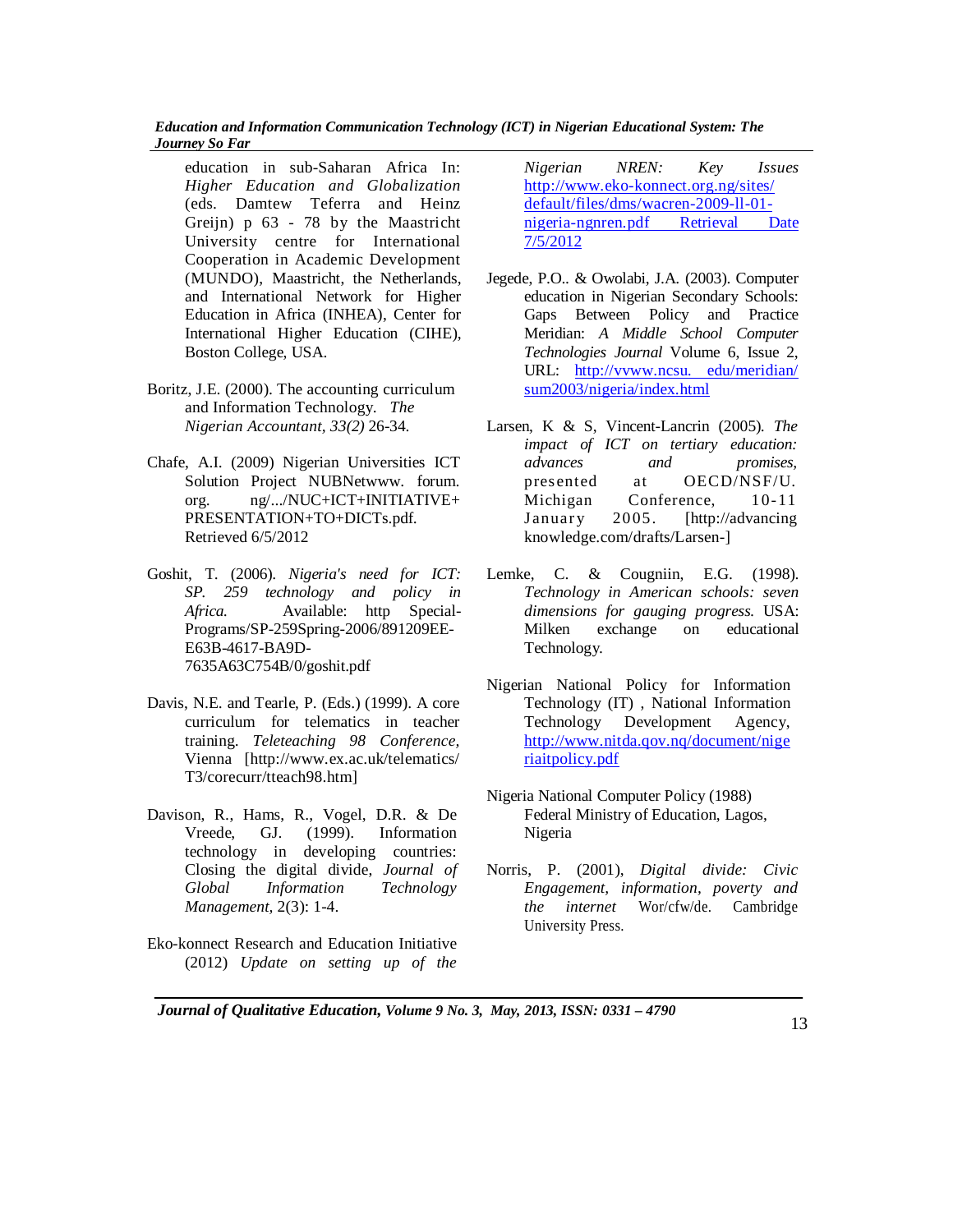education in sub-Saharan Africa In: *Higher Education and Globalization* (eds. Damtew Teferra and Heinz Greijn) p 63 - 78 by the Maastricht University centre for International Cooperation in Academic Development (MUNDO), Maastricht, the Netherlands, and International Network for Higher Education in Africa (INHEA), Center for International Higher Education (CIHE), Boston College, USA.

Boritz, J.E. (2000). The accounting curriculum and Information Technology. *The Nigerian Accountant, 33(2)* 26-34.

Chafe, A.I. (2009) Nigerian Universities ICT Solution Project NUBNetwww. forum. org. ng/.../NUC+ICT+INITIATIVE+ PRESENTATION+TO+DICTs.pdf. Retrieved 6/5/2012

Goshit, T. (2006). *Nigeria's need for ICT: SP. 259 technology and policy in Africa.* Available: http Special-Programs/SP-259Spring-2006/891209EE-E63B-4617-BA9D-7635A63C754B/0/goshit.pdf

Davis, N.E. and Tearle, P. (Eds.) (1999). A core curriculum for telematics in teacher training. *Teleteaching 98 Conference,* Vienna [http://www.ex.ac.uk/telematics/ T3/corecurr/tteach98.htm]

Davison, R., Hams, R., Vogel, D.R. & De Vreede, GJ. (1999). Information technology in developing countries: Closing the digital divide, *Journal of Global Information Technology Management,* 2(3): 1-4.

Eko-konnect Research and Education Initiative (2012) *Update on setting up of the Nigerian NREN: Key Issues* http://www.eko-konnect.org.ng/sites/ default/files/dms/wacren-2009-ll-01-nigeria-ngnren.pdf Retrieval Date 7/5/2012

Jegede, P.O.. & Owolabi, J.A. (2003). Computer education in Nigerian Secondary Schools: Gaps Between Policy and Practice Meridian: *A Middle School Computer Technologies Journal* Volume 6, Issue 2, URL: http://vvww.ncsu. edu/meridian/ sum2003/nigeria/index.html

Larsen, K & S, Vincent-Lancrin (2005). *The impact of ICT on tertiary education: advances and promises,* presented at OECD/NSF/U. Michigan Conference, 10-11 January 2005. [http://advancing knowledge.com/drafts/Larsen-]

Lemke, C. & Cougniin, E.G. (1998). *Technology in American schools: seven dimensions for gauging progress.* USA: Milken exchange on educational Technology.

Nigerian National Policy for Information Technology (IT) , National Information Technology Development Agency, http://www.nitda.qov.nq/document/nigeriaitpolicy.pdf

Nigeria National Computer Policy (1988) Federal Ministry of Education, Lagos, Nigeria

Norris, P. (2001), *Digital divide: Civic Engagement, information, poverty and the internet* Wor/cfw/de. Cambridge University Press.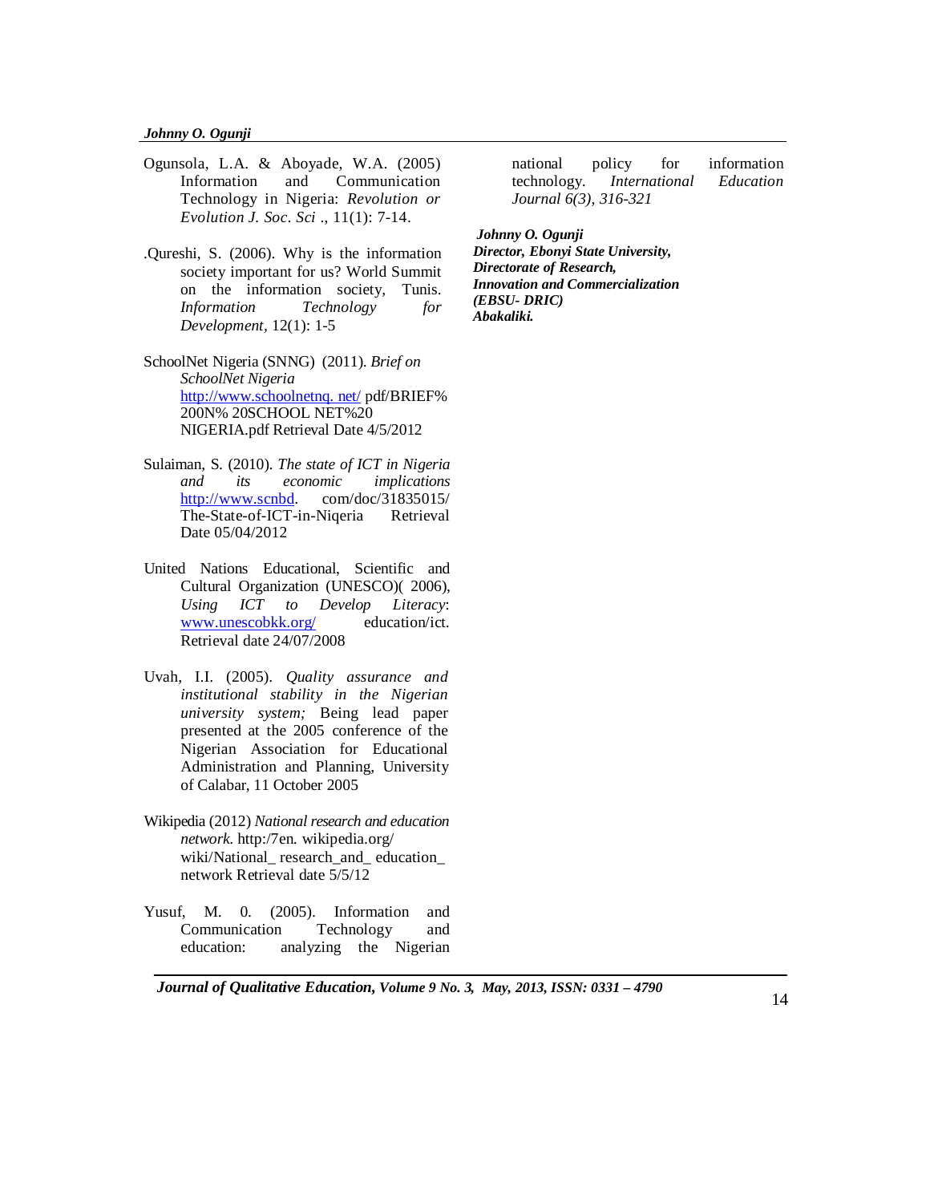Ogunsola, L.A. & Aboyade, W.A. (2005) Information and Communication Technology in Nigeria: *Revolution or Evolution J. Soc. Sci .,* 11(1): 7-14.

.Qureshi, S. (2006). Why is the information society important for us? World Summit on the information society, Tunis. *Information Technology for Development*, 12(1): 1-5

SchoolNet Nigeria (SNNG) (2011). *Brief on SchoolNet Nigeria* http://www.schoolnetnq. net/ pdf/BRIEF% 200N% 20SCHOOL NET%20 NIGERIA.pdf Retrieval Date 4/5/2012

Sulaiman, S. (2010). *The state of ICT in Nigeria and its economic implications* http://www.scnbd. com/doc/31835015/ The-State-of-ICT-in-Niqeria Retrieval Date 05/04/2012

United Nations Educational, Scientific and Cultural Organization (UNESCO)( 2006), *Using ICT to Develop Literacy*: www.unescobkk.org/ education/ict. Retrieval date 24/07/2008

Uvah, I.I. (2005). *Quality assurance and institutional stability in the Nigerian university system;* Being lead paper presented at the 2005 conference of the Nigerian Association for Educational Administration and Planning, University of Calabar, 11 October 2005

Wikipedia (2012) *National research and education network.* http:/7en. wikipedia.org/ wiki/National_ research_and_ education_ network Retrieval date 5/5/12

Yusuf, M. 0. (2005). Information and Communication Technology and education: analyzing the Nigerian national policy for information technology. *International Education Journal 6(3), 316-321*

***Johnny O. Ogunji***
***Director, Ebonyi State University,***
***Directorate of Research,***
***Innovation and Commercialization***
***(EBSU- DRIC)***
***Abakaliki.***